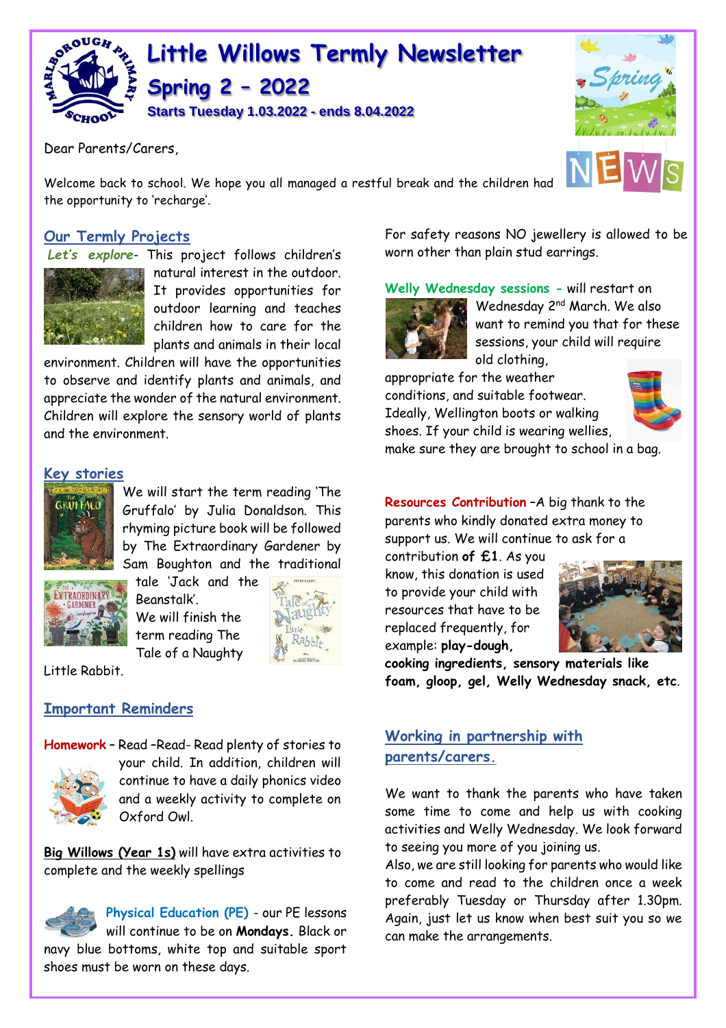# Little Willows Termly Newsletter

## Spring 2 – 2022

**Starts Tuesday 1.03.2022 - ends 8.04.2022**

Dear Parents/Carers,

Welcome back to school. We hope you all managed a restful break and the children had the opportunity to 'recharge'.

## Our Termly Projects

***Let's explore***- This project follows children's natural interest in the outdoor. It provides opportunities for outdoor learning and teaches children how to care for the plants and animals in their local environment. Children will have the opportunities to observe and identify plants and animals, and appreciate the wonder of the natural environment. Children will explore the sensory world of plants and the environment.

## Key stories

We will start the term reading 'The Gruffalo' by Julia Donaldson. This rhyming picture book will be followed by The Extraordinary Gardener by Sam Boughton and the traditional tale 'Jack and the Beanstalk'.

We will finish the term reading The Tale of a Naughty Little Rabbit.

## Important Reminders

**Homework** – Read –Read- Read plenty of stories to your child. In addition, children will continue to have a daily phonics video and a weekly activity to complete on Oxford Owl.

**Big Willows (Year 1s)** will have extra activities to complete and the weekly spellings

**Physical Education (PE)** - our PE lessons will continue to be on **Mondays.** Black or navy blue bottoms, white top and suitable sport shoes must be worn on these days.

For safety reasons NO jewellery is allowed to be worn other than plain stud earrings.

**Welly Wednesday sessions** - will restart on Wednesday 2nd March. We also want to remind you that for these sessions, your child will require old clothing, appropriate for the weather conditions, and suitable footwear. Ideally, Wellington boots or walking shoes. If your child is wearing wellies, make sure they are brought to school in a bag.

**Resources Contribution** –A big thank to the parents who kindly donated extra money to support us. We will continue to ask for a contribution **of £1**. As you know, this donation is used to provide your child with resources that have to be replaced frequently, for example: **play-dough, cooking ingredients, sensory materials like foam, gloop, gel, Welly Wednesday snack, etc**.

## Working in partnership with parents/carers.

We want to thank the parents who have taken some time to come and help us with cooking activities and Welly Wednesday. We look forward to seeing you more of you joining us.

Also, we are still looking for parents who would like to come and read to the children once a week preferably Tuesday or Thursday after 1.30pm. Again, just let us know when best suit you so we can make the arrangements.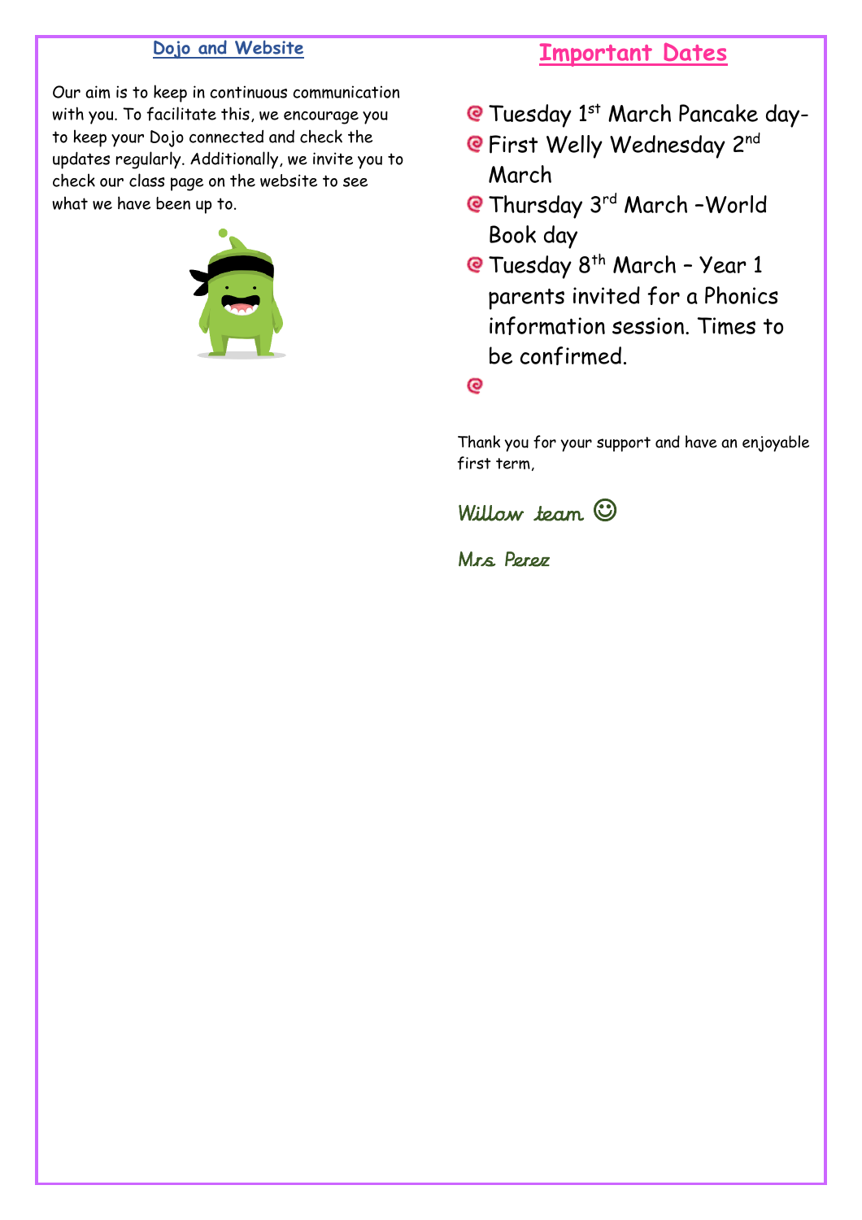## Dojo and Website

Our aim is to keep in continuous communication with you. To facilitate this, we encourage you to keep your Dojo connected and check the updates regularly. Additionally, we invite you to check our class page on the website to see what we have been up to.

## Important Dates

- Tuesday 1st March Pancake day-
- First Welly Wednesday 2nd March
- Thursday 3rd March –World Book day
- Tuesday 8th March – Year 1 parents invited for a Phonics information session. Times to be confirmed.
- 

Thank you for your support and have an enjoyable first term,

*Willow team* ☺

*Mrs. Perez*